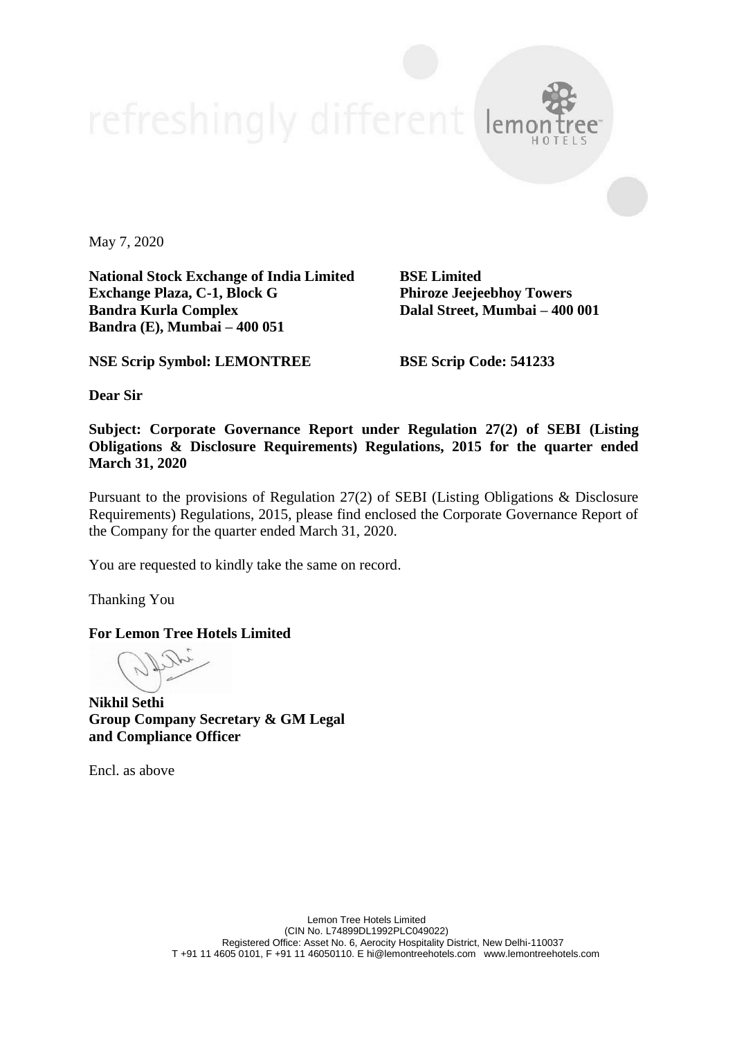May 7, 2020

**National Stock Exchange of India Limited**
**Exchange Plaza, C-1, Block G**
**Bandra Kurla Complex**
**Bandra (E), Mumbai – 400 051**

**BSE Limited**
**Phiroze Jeejeebhoy Towers**
**Dalal Street, Mumbai – 400 001**

**NSE Scrip Symbol: LEMONTREE**

**BSE Scrip Code: 541233**

**Dear Sir**

**Subject: Corporate Governance Report under Regulation 27(2) of SEBI (Listing Obligations & Disclosure Requirements) Regulations, 2015 for the quarter ended March 31, 2020**

Pursuant to the provisions of Regulation 27(2) of SEBI (Listing Obligations & Disclosure Requirements) Regulations, 2015, please find enclosed the Corporate Governance Report of the Company for the quarter ended March 31, 2020.

You are requested to kindly take the same on record.

Thanking You

**For Lemon Tree Hotels Limited**

**Nikhil Sethi**
**Group Company Secretary & GM Legal and Compliance Officer**

Encl. as above

Lemon Tree Hotels Limited
(CIN No. L74899DL1992PLC049022)
Registered Office: Asset No. 6, Aerocity Hospitality District, New Delhi-110037
T +91 11 4605 0101, F +91 11 46050110. E hi@lemontreehotels.com www.lemontreehotels.com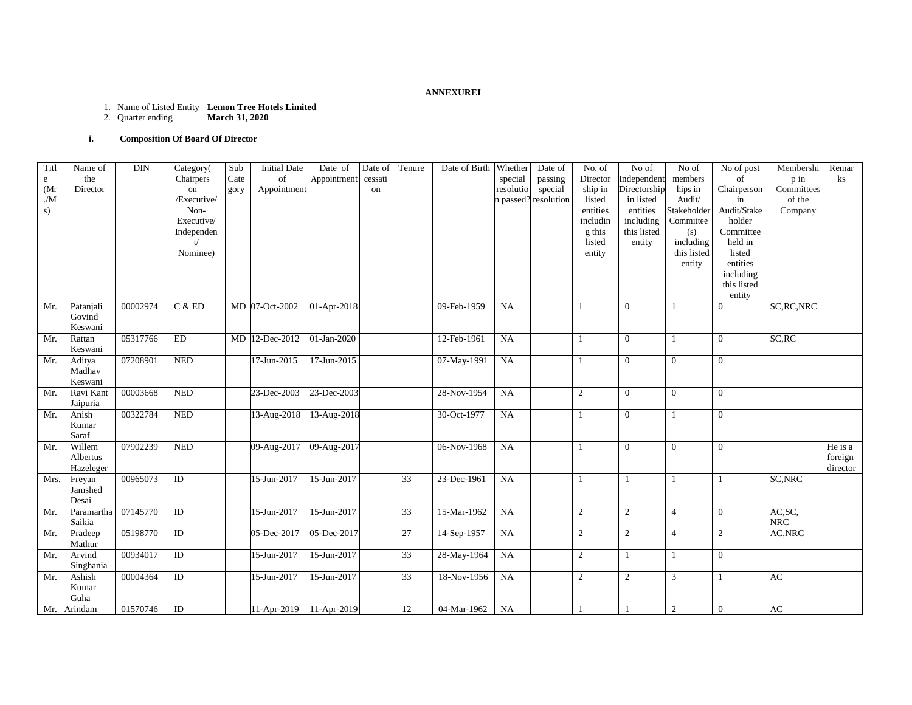**ANNEXUREI**

1. Name of Listed Entity **Lemon Tree Hotels Limited**
2. Quarter ending **March 31, 2020**

**i. Composition Of Board Of Director**

| Title (Mr./Ms) | Name of the Director | DIN | Category( Chairperson /Executive/ Non-Executive/ Independent/ Nominee) | Sub Category | Initial Date of Appointment | Date of Appointment | Date of cessation | Tenure | Date of Birth | Whether special resolution passed? | Date of passing special resolution | No. of Directorship in listed entities including this listed entity | No of Independent Directorship in listed entities including this listed entity | No of members hips in Audit/ Stakeholder Committee (s) including this listed entity | No of post of Chairperson in Audit/Stakeholder Committee held in listed entities including this listed entity | Membership in Committees of the Company | Remarks |
|---|---|---|---|---|---|---|---|---|---|---|---|---|---|---|---|---|---|
| Mr. | Patanjali Govind Keswani | 00002974 | C & ED | MD | 07-Oct-2002 | 01-Apr-2018 | | | 09-Feb-1959 | NA | | 1 | 0 | 1 | 0 | SC,RC,NRC | |
| Mr. | Rattan Keswani | 05317766 | ED | MD | 12-Dec-2012 | 01-Jan-2020 | | | 12-Feb-1961 | NA | | 1 | 0 | 1 | 0 | SC,RC | |
| Mr. | Aditya Madhav Keswani | 07208901 | NED | | 17-Jun-2015 | 17-Jun-2015 | | | 07-May-1991 | NA | | 1 | 0 | 0 | 0 | | |
| Mr. | Ravi Kant Jaipuria | 00003668 | NED | | 23-Dec-2003 | 23-Dec-2003 | | | 28-Nov-1954 | NA | | 2 | 0 | 0 | 0 | | |
| Mr. | Anish Kumar Saraf | 00322784 | NED | | 13-Aug-2018 | 13-Aug-2018 | | | 30-Oct-1977 | NA | | 1 | 0 | 1 | 0 | | |
| Mr. | Willem Albertus Hazeleger | 07902239 | NED | | 09-Aug-2017 | 09-Aug-2017 | | | 06-Nov-1968 | NA | | 1 | 0 | 0 | 0 | | He is a foreign director |
| Mrs. | Freyan Jamshed Desai | 00965073 | ID | | 15-Jun-2017 | 15-Jun-2017 | | 33 | 23-Dec-1961 | NA | | 1 | 1 | 1 | 1 | SC,NRC | |
| Mr. | Paramartha Saikia | 07145770 | ID | | 15-Jun-2017 | 15-Jun-2017 | | 33 | 15-Mar-1962 | NA | | 2 | 2 | 4 | 0 | AC,SC, NRC | |
| Mr. | Pradeep Mathur | 05198770 | ID | | 05-Dec-2017 | 05-Dec-2017 | | 27 | 14-Sep-1957 | NA | | 2 | 2 | 4 | 2 | AC,NRC | |
| Mr. | Arvind Singhania | 00934017 | ID | | 15-Jun-2017 | 15-Jun-2017 | | 33 | 28-May-1964 | NA | | 2 | 1 | 1 | 0 | | |
| Mr. | Ashish Kumar Guha | 00004364 | ID | | 15-Jun-2017 | 15-Jun-2017 | | 33 | 18-Nov-1956 | NA | | 2 | 2 | 3 | 1 | AC | |
| Mr. | Arindam | 01570746 | ID | | 11-Apr-2019 | 11-Apr-2019 | | 12 | 04-Mar-1962 | NA | | 1 | 1 | 2 | 0 | AC | |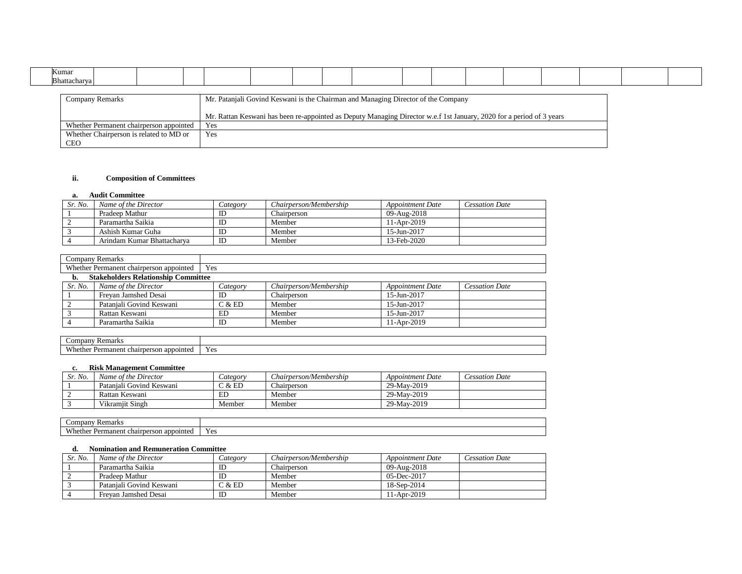| | Kumar Bhattacharya | | | | | | | | | | | | | | | | | |
|---|---|---|---|---|---|---|---|---|---|---|---|---|---|---|---|---|---|---|

| Company Remarks | Mr. Patanjali Govind Keswani is the Chairman and Managing Director of the Company<br><br>Mr. Rattan Keswani has been re-appointed as Deputy Managing Director w.e.f 1st January, 2020 for a period of 3 years |
|---|---|
| Whether Permanent chairperson appointed | Yes |
| Whether Chairperson is related to MD or CEO | Yes |

**ii. Composition of Committees**

**a. Audit Committee**

| *Sr. No.* | *Name of the Director* | *Category* | *Chairperson/Membership* | *Appointment Date* | *Cessation Date* |
|---|---|---|---|---|---|
| 1 | Pradeep Mathur | ID | Chairperson | 09-Aug-2018 | |
| 2 | Paramartha Saikia | ID | Member | 11-Apr-2019 | |
| 3 | Ashish Kumar Guha | ID | Member | 15-Jun-2017 | |
| 4 | Arindam Kumar Bhattacharya | ID | Member | 13-Feb-2020 | |

| Company Remarks | |
|---|---|
| Whether Permanent chairperson appointed | Yes |

**b. Stakeholders Relationship Committee**

| *Sr. No.* | *Name of the Director* | *Category* | *Chairperson/Membership* | *Appointment Date* | *Cessation Date* |
|---|---|---|---|---|---|
| 1 | Freyan Jamshed Desai | ID | Chairperson | 15-Jun-2017 | |
| 2 | Patanjali Govind Keswani | C & ED | Member | 15-Jun-2017 | |
| 3 | Rattan Keswani | ED | Member | 15-Jun-2017 | |
| 4 | Paramartha Saikia | ID | Member | 11-Apr-2019 | |

| Company Remarks | |
|---|---|
| Whether Permanent chairperson appointed | Yes |

**c. Risk Management Committee**

| *Sr. No.* | *Name of the Director* | *Category* | *Chairperson/Membership* | *Appointment Date* | *Cessation Date* |
|---|---|---|---|---|---|
| 1 | Patanjali Govind Keswani | C & ED | Chairperson | 29-May-2019 | |
| 2 | Rattan Keswani | ED | Member | 29-May-2019 | |
| 3 | Vikramjit Singh | Member | Member | 29-May-2019 | |

| Company Remarks | |
|---|---|
| Whether Permanent chairperson appointed | Yes |

**d. Nomination and Remuneration Committee**

| *Sr. No.* | *Name of the Director* | *Category* | *Chairperson/Membership* | *Appointment Date* | *Cessation Date* |
|---|---|---|---|---|---|
| 1 | Paramartha Saikia | ID | Chairperson | 09-Aug-2018 | |
| 2 | Pradeep Mathur | ID | Member | 05-Dec-2017 | |
| 3 | Patanjali Govind Keswani | C & ED | Member | 18-Sep-2014 | |
| 4 | Freyan Jamshed Desai | ID | Member | 11-Apr-2019 | |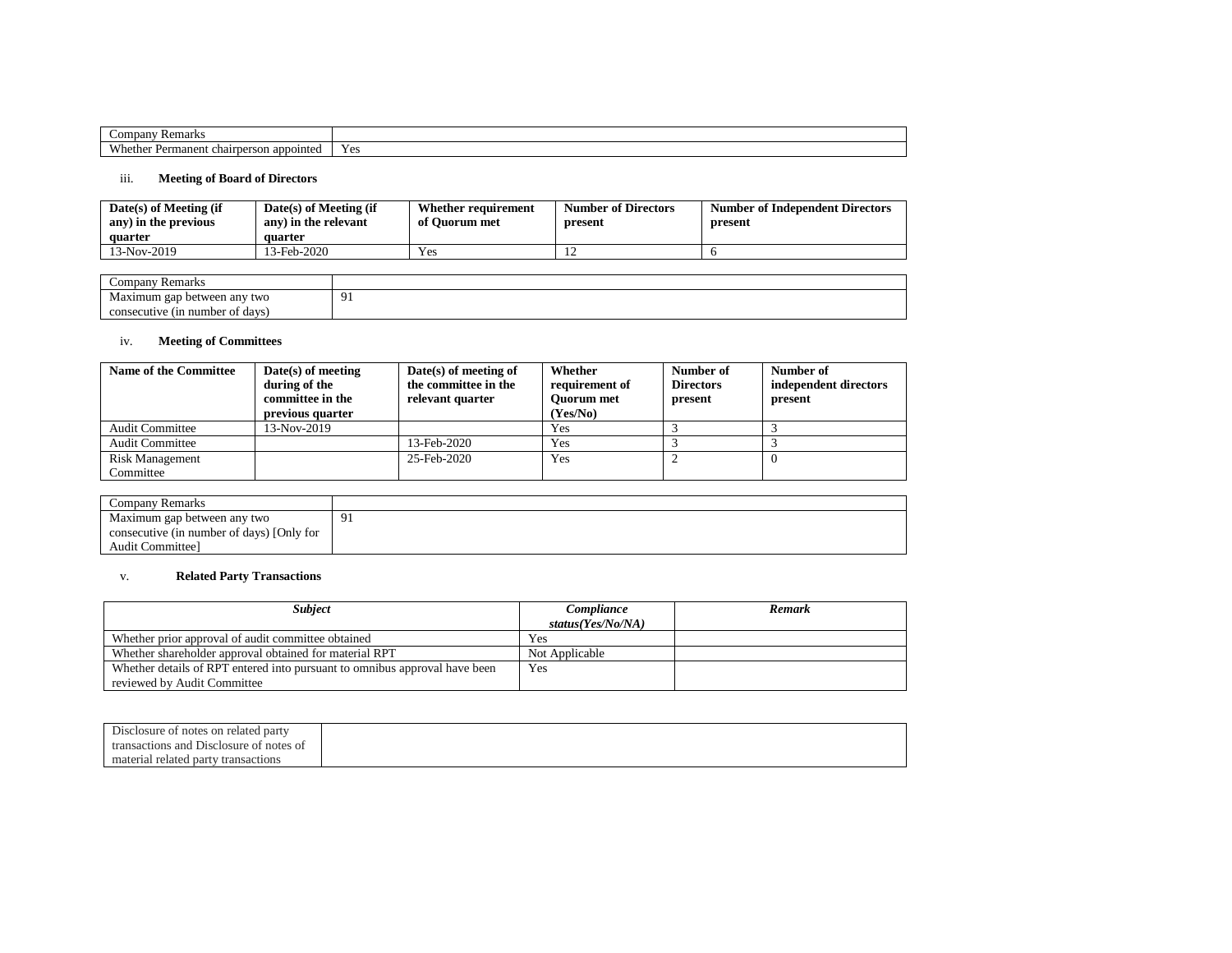| Company Remarks | |
|---|---|
| Whether Permanent chairperson appointed | Yes |

iii. **Meeting of Board of Directors**

| Date(s) of Meeting (if any) in the previous quarter | Date(s) of Meeting (if any) in the relevant quarter | Whether requirement of Quorum met | Number of Directors present | Number of Independent Directors present |
|---|---|---|---|---|
| 13-Nov-2019 | 13-Feb-2020 | Yes | 12 | 6 |

| Company Remarks | |
|---|---|
| Maximum gap between any two consecutive (in number of days) | 91 |

iv. **Meeting of Committees**

| Name of the Committee | Date(s) of meeting during of the committee in the previous quarter | Date(s) of meeting of the committee in the relevant quarter | Whether requirement of Quorum met (Yes/No) | Number of Directors present | Number of independent directors present |
|---|---|---|---|---|---|
| Audit Committee | 13-Nov-2019 | | Yes | 3 | 3 |
| Audit Committee | | 13-Feb-2020 | Yes | 3 | 3 |
| Risk Management Committee | | 25-Feb-2020 | Yes | 2 | 0 |

| Company Remarks | |
|---|---|
| Maximum gap between any two consecutive (in number of days) [Only for Audit Committee] | 91 |

v. **Related Party Transactions**

| *Subject* | *Compliance status(Yes/No/NA)* | *Remark* |
|---|---|---|
| Whether prior approval of audit committee obtained | Yes | |
| Whether shareholder approval obtained for material RPT | Not Applicable | |
| Whether details of RPT entered into pursuant to omnibus approval have been reviewed by Audit Committee | Yes | |

| Disclosure of notes on related party transactions and Disclosure of notes of material related party transactions | |
|---|---|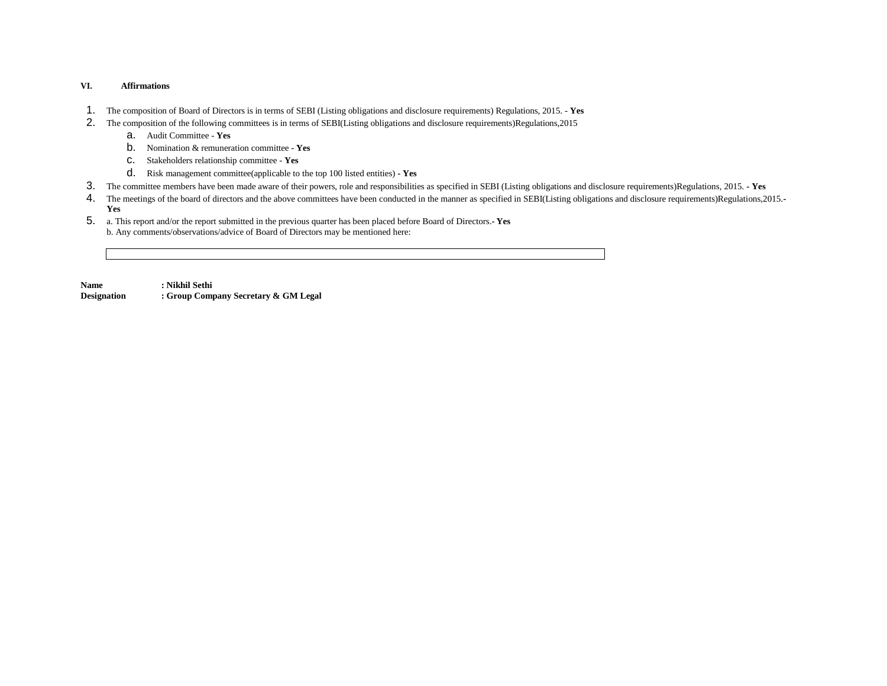## VI. Affirmations

1. The composition of Board of Directors is in terms of SEBI (Listing obligations and disclosure requirements) Regulations, 2015. - **Yes**
2. The composition of the following committees is in terms of SEBI(Listing obligations and disclosure requirements)Regulations,2015
    a. Audit Committee - **Yes**
    b. Nomination & remuneration committee - **Yes**
    c. Stakeholders relationship committee - **Yes**
    d. Risk management committee(applicable to the top 100 listed entities) **- Yes**
3. The committee members have been made aware of their powers, role and responsibilities as specified in SEBI (Listing obligations and disclosure requirements)Regulations, 2015. **- Yes**
4. The meetings of the board of directors and the above committees have been conducted in the manner as specified in SEBI(Listing obligations and disclosure requirements)Regulations,2015.- **Yes**
5. a. This report and/or the report submitted in the previous quarter has been placed before Board of Directors.**- Yes**
   b. Any comments/observations/advice of Board of Directors may be mentioned here:

| |
|---|
| |

**Name : Nikhil Sethi**
**Designation : Group Company Secretary & GM Legal**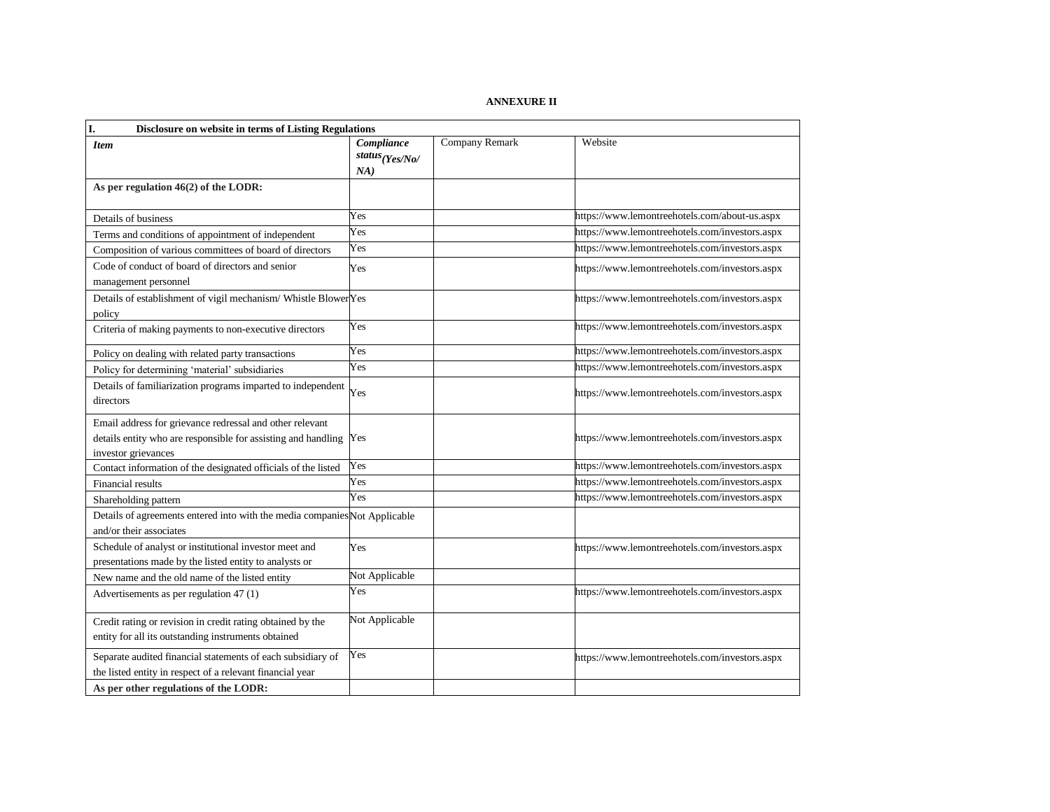**ANNEXURE II**

| **I. Disclosure on website in terms of Listing Regulations** | | | |
|---|---|---|---|
| ***Item*** | ***Compliance status(Yes/No/ NA)*** | Company Remark | Website |
| **As per regulation 46(2) of the LODR:** | | | |
| Details of business | Yes | | https://www.lemontreehotels.com/about-us.aspx |
| Terms and conditions of appointment of independent | Yes | | https://www.lemontreehotels.com/investors.aspx |
| Composition of various committees of board of directors | Yes | | https://www.lemontreehotels.com/investors.aspx |
| Code of conduct of board of directors and senior management personnel | Yes | | https://www.lemontreehotels.com/investors.aspx |
| Details of establishment of vigil mechanism/ Whistle Blower policy | Yes | | https://www.lemontreehotels.com/investors.aspx |
| Criteria of making payments to non-executive directors | Yes | | https://www.lemontreehotels.com/investors.aspx |
| Policy on dealing with related party transactions | Yes | | https://www.lemontreehotels.com/investors.aspx |
| Policy for determining 'material' subsidiaries | Yes | | https://www.lemontreehotels.com/investors.aspx |
| Details of familiarization programs imparted to independent directors | Yes | | https://www.lemontreehotels.com/investors.aspx |
| Email address for grievance redressal and other relevant details entity who are responsible for assisting and handling investor grievances | Yes | | https://www.lemontreehotels.com/investors.aspx |
| Contact information of the designated officials of the listed | Yes | | https://www.lemontreehotels.com/investors.aspx |
| Financial results | Yes | | https://www.lemontreehotels.com/investors.aspx |
| Shareholding pattern | Yes | | https://www.lemontreehotels.com/investors.aspx |
| Details of agreements entered into with the media companies and/or their associates | Not Applicable | | |
| Schedule of analyst or institutional investor meet and presentations made by the listed entity to analysts or | Yes | | https://www.lemontreehotels.com/investors.aspx |
| New name and the old name of the listed entity | Not Applicable | | |
| Advertisements as per regulation 47 (1) | Yes | | https://www.lemontreehotels.com/investors.aspx |
| Credit rating or revision in credit rating obtained by the entity for all its outstanding instruments obtained | Not Applicable | | |
| Separate audited financial statements of each subsidiary of the listed entity in respect of a relevant financial year | Yes | | https://www.lemontreehotels.com/investors.aspx |
| **As per other regulations of the LODR:** | | | |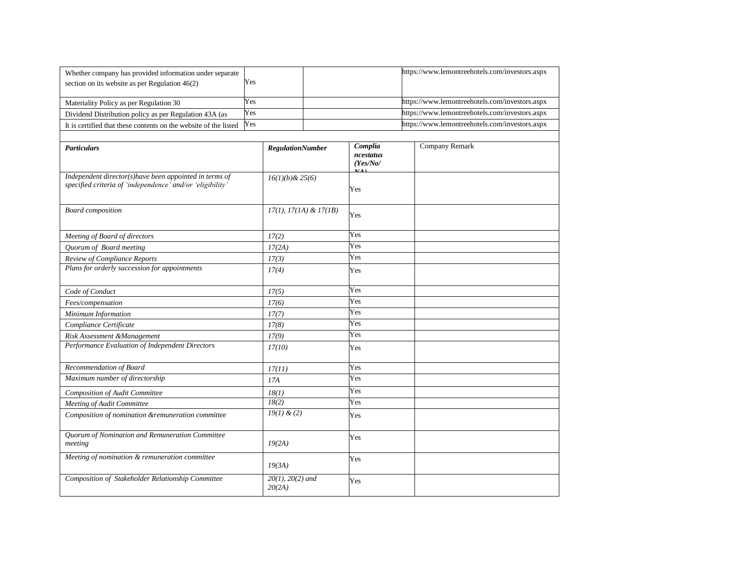| | | | |
|---|---|---|---|
| Whether company has provided information under separate section on its website as per Regulation 46(2) | Yes | | https://www.lemontreehotels.com/investors.aspx |
| Materiality Policy as per Regulation 30 | Yes | | https://www.lemontreehotels.com/investors.aspx |
| Dividend Distribution policy as per Regulation 43A (as | Yes | | https://www.lemontreehotels.com/investors.aspx |
| It is certified that these contents on the website of the listed | Yes | | https://www.lemontreehotels.com/investors.aspx |

| ***Particulars*** | ***RegulationNumber*** | ***Compliancestatus (Yes/No/NA)*** | Company Remark |
|---|---|---|---|
| *Independent director(s)have been appointed in terms of specified criteria of 'independence' and/or 'eligibility'* | *16(1)(b)& 25(6)* | Yes | |
| *Board composition* | *17(1), 17(1A) & 17(1B)* | Yes | |
| *Meeting of Board of directors* | *17(2)* | Yes | |
| *Quorum of Board meeting* | *17(2A)* | Yes | |
| *Review of Compliance Reports* | *17(3)* | Yes | |
| *Plans for orderly succession for appointments* | *17(4)* | Yes | |
| *Code of Conduct* | *17(5)* | Yes | |
| *Fees/compensation* | *17(6)* | Yes | |
| *Minimum Information* | *17(7)* | Yes | |
| *Compliance Certificate* | *17(8)* | Yes | |
| *Risk Assessment &Management* | *17(9)* | Yes | |
| *Performance Evaluation of Independent Directors* | *17(10)* | Yes | |
| *Recommendation of Board* | *17(11)* | Yes | |
| *Maximum number of directorship* | *17A* | Yes | |
| *Composition of Audit Committee* | *18(1)* | Yes | |
| *Meeting of Audit Committee* | *18(2)* | Yes | |
| *Composition of nomination &remuneration committee* | *19(1) & (2)* | Yes | |
| *Quorum of Nomination and Remuneration Committee meeting* | *19(2A)* | Yes | |
| *Meeting of nomination & remuneration committee* | *19(3A)* | Yes | |
| *Composition of Stakeholder Relationship Committee* | *20(1), 20(2) and 20(2A)* | Yes | |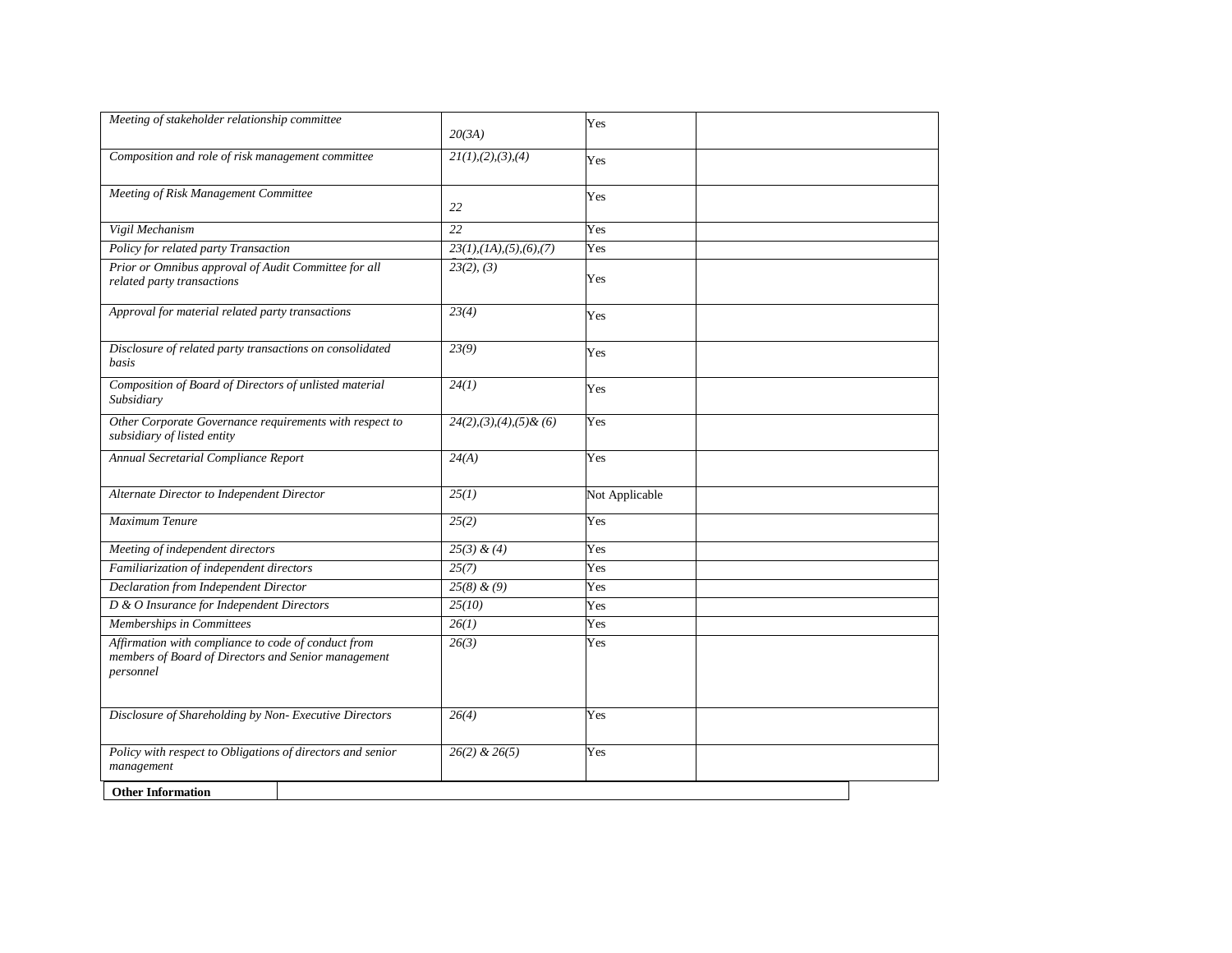| | | | |
|---|---|---|---|
| *Meeting of stakeholder relationship committee* | *20(3A)* | Yes | |
| *Composition and role of risk management committee* | *21(1),(2),(3),(4)* | Yes | |
| *Meeting of Risk Management Committee* | *22* | Yes | |
| *Vigil Mechanism* | *22* | Yes | |
| *Policy for related party Transaction* | *23(1),(1A),(5),(6),(7)* | Yes | |
| *Prior or Omnibus approval of Audit Committee for all related party transactions* | *23(2), (3)* | Yes | |
| *Approval for material related party transactions* | *23(4)* | Yes | |
| *Disclosure of related party transactions on consolidated basis* | *23(9)* | Yes | |
| *Composition of Board of Directors of unlisted material Subsidiary* | *24(1)* | Yes | |
| *Other Corporate Governance requirements with respect to subsidiary of listed entity* | *24(2),(3),(4),(5)& (6)* | Yes | |
| *Annual Secretarial Compliance Report* | *24(A)* | Yes | |
| *Alternate Director to Independent Director* | *25(1)* | Not Applicable | |
| *Maximum Tenure* | *25(2)* | Yes | |
| *Meeting of independent directors* | *25(3) & (4)* | Yes | |
| *Familiarization of independent directors* | *25(7)* | Yes | |
| *Declaration from Independent Director* | *25(8) & (9)* | Yes | |
| *D & O Insurance for Independent Directors* | *25(10)* | Yes | |
| *Memberships in Committees* | *26(1)* | Yes | |
| *Affirmation with compliance to code of conduct from members of Board of Directors and Senior management personnel* | *26(3)* | Yes | |
| *Disclosure of Shareholding by Non- Executive Directors* | *26(4)* | Yes | |
| *Policy with respect to Obligations of directors and senior management* | *26(2) & 26(5)* | Yes | |

| **Other Information** | |
|---|---|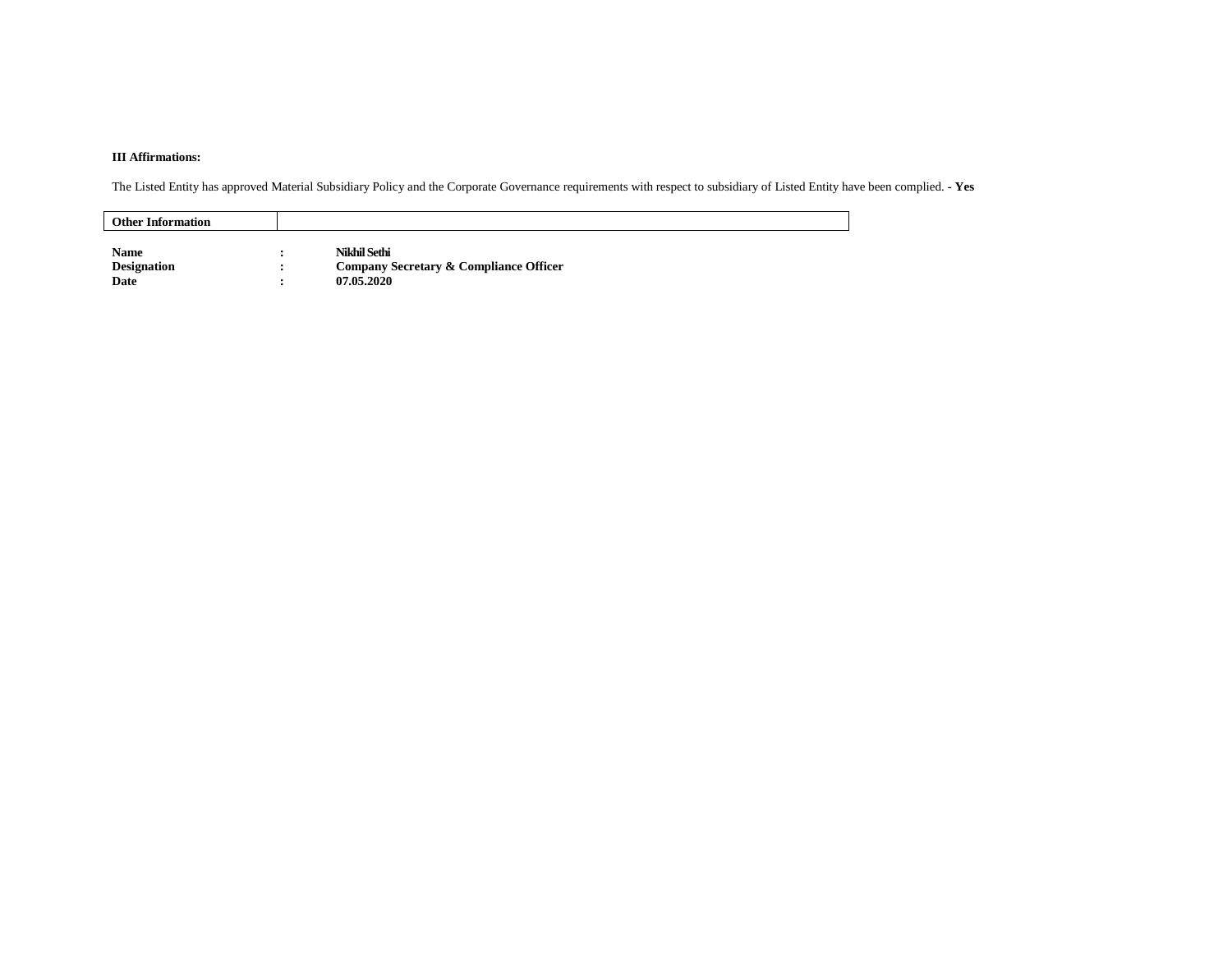**III Affirmations:**

The Listed Entity has approved Material Subsidiary Policy and the Corporate Governance requirements with respect to subsidiary of Listed Entity have been complied. **- Yes**

| **Other Information** | |
|---|---|

| | | |
|---|---|---|
| **Name** | **:** | **Nikhil Sethi** |
| **Designation** | **:** | **Company Secretary & Compliance Officer** |
| **Date** | **:** | **07.05.2020** |